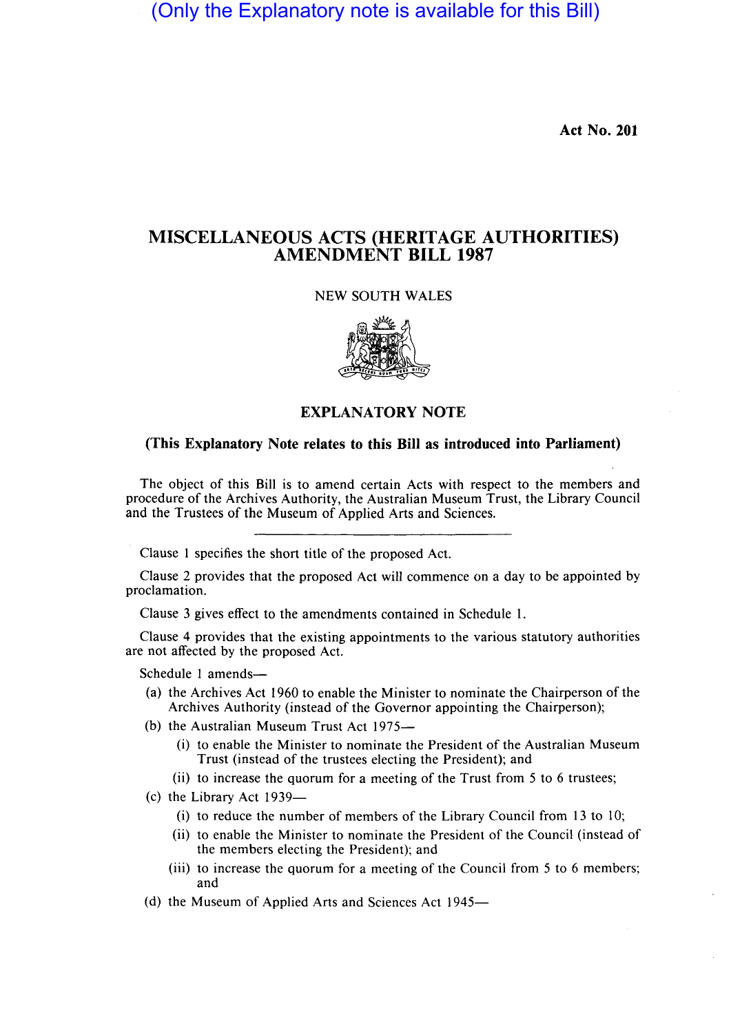(Only the Explanatory note is available for this Bill)

**Act No. 201**

# MISCELLANEOUS ACTS (HERITAGE AUTHORITIES) AMENDMENT BILL 1987

NEW SOUTH WALES

## EXPLANATORY NOTE

**(This Explanatory Note relates to this Bill as introduced into Parliament)**

The object of this Bill is to amend certain Acts with respect to the members and procedure of the Archives Authority, the Australian Museum Trust, the Library Council and the Trustees of the Museum of Applied Arts and Sciences.

---

Clause 1 specifies the short title of the proposed Act.

Clause 2 provides that the proposed Act will commence on a day to be appointed by proclamation.

Clause 3 gives effect to the amendments contained in Schedule 1.

Clause 4 provides that the existing appointments to the various statutory authorities are not affected by the proposed Act.

Schedule 1 amends—

(a) the Archives Act 1960 to enable the Minister to nominate the Chairperson of the Archives Authority (instead of the Governor appointing the Chairperson);

(b) the Australian Museum Trust Act 1975—

  (i) to enable the Minister to nominate the President of the Australian Museum Trust (instead of the trustees electing the President); and

  (ii) to increase the quorum for a meeting of the Trust from 5 to 6 trustees;

(c) the Library Act 1939—

  (i) to reduce the number of members of the Library Council from 13 to 10;

  (ii) to enable the Minister to nominate the President of the Council (instead of the members electing the President); and

  (iii) to increase the quorum for a meeting of the Council from 5 to 6 members; and

(d) the Museum of Applied Arts and Sciences Act 1945—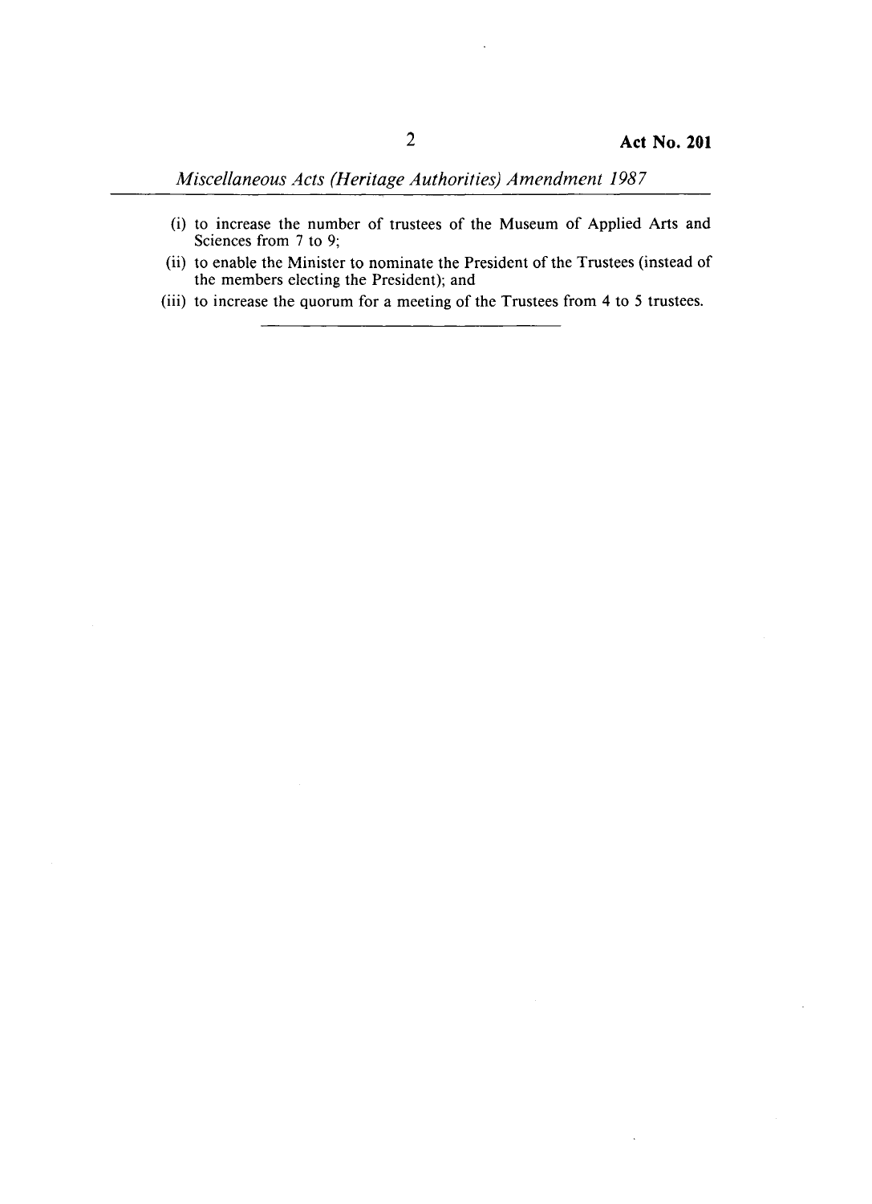(i) to increase the number of trustees of the Museum of Applied Arts and Sciences from 7 to 9;

(ii) to enable the Minister to nominate the President of the Trustees (instead of the members electing the President); and

(iii) to increase the quorum for a meeting of the Trustees from 4 to 5 trustees.